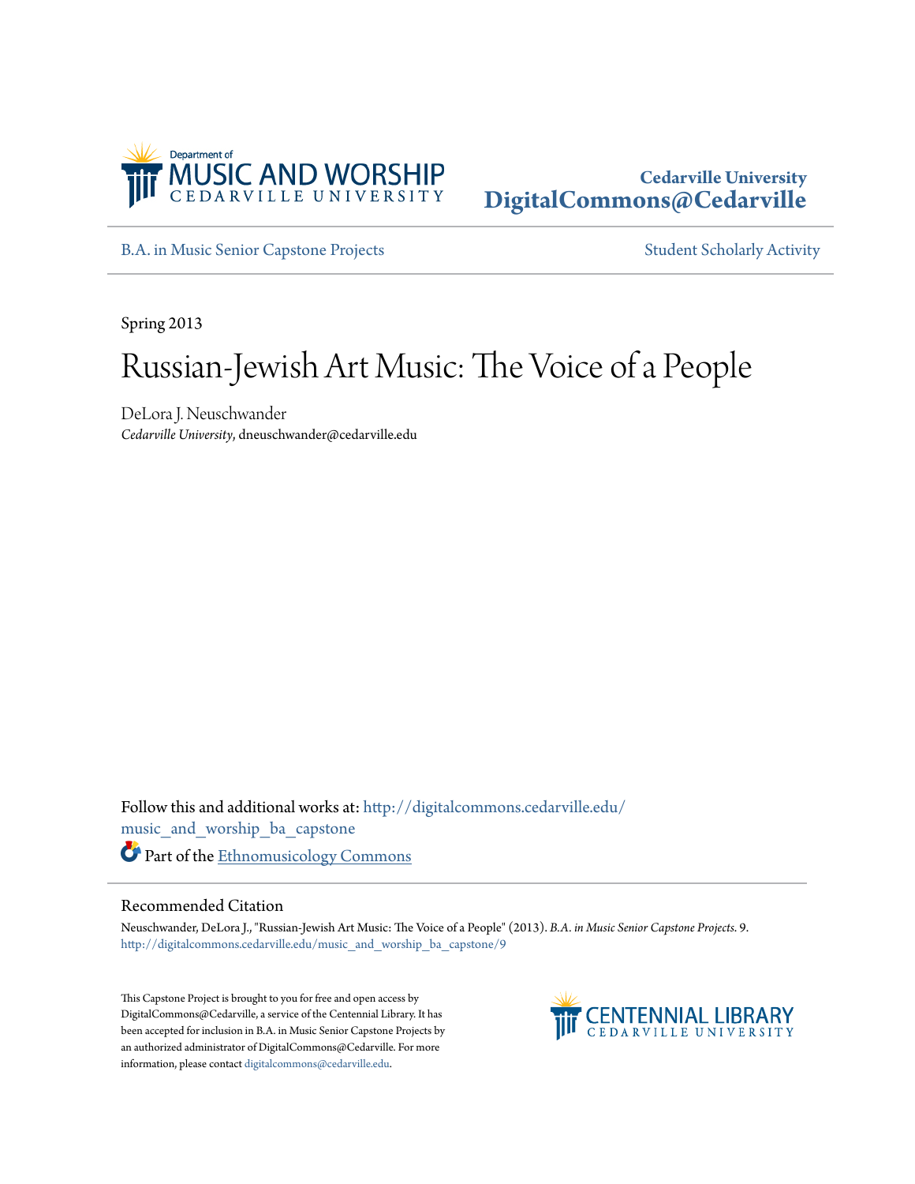Department of
MUSIC AND WORSHIP
CEDARVILLE UNIVERSITY

Cedarville University
**DigitalCommons@Cedarville**

B.A. in Music Senior Capstone Projects

Student Scholarly Activity

Spring 2013

# Russian-Jewish Art Music: The Voice of a People

DeLora J. Neuschwander
*Cedarville University*, dneuschwander@cedarville.edu

Follow this and additional works at: http://digitalcommons.cedarville.edu/music_and_worship_ba_capstone

Part of the Ethnomusicology Commons

## Recommended Citation

Neuschwander, DeLora J., "Russian-Jewish Art Music: The Voice of a People" (2013). *B.A. in Music Senior Capstone Projects*. 9.
http://digitalcommons.cedarville.edu/music_and_worship_ba_capstone/9

This Capstone Project is brought to you for free and open access by DigitalCommons@Cedarville, a service of the Centennial Library. It has been accepted for inclusion in B.A. in Music Senior Capstone Projects by an authorized administrator of DigitalCommons@Cedarville. For more information, please contact digitalcommons@cedarville.edu.

CENTENNIAL LIBRARY
CEDARVILLE UNIVERSITY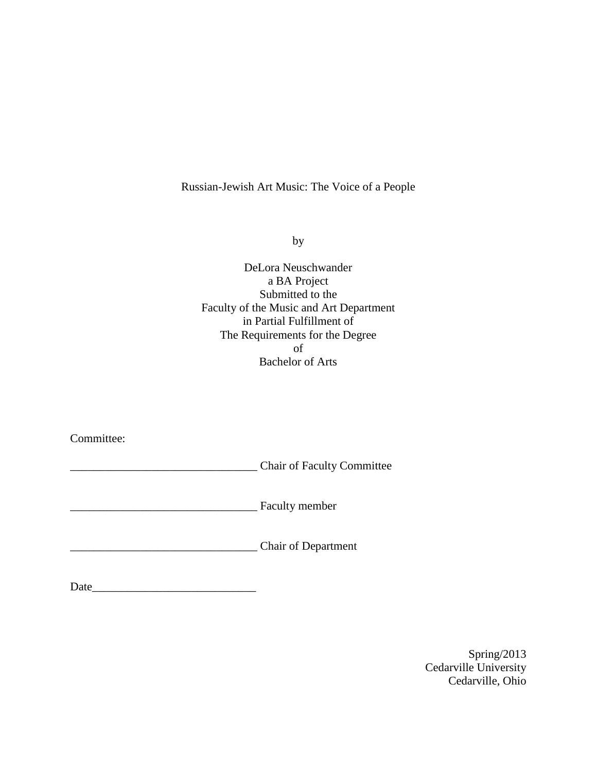# Russian-Jewish Art Music: The Voice of a People

by

DeLora Neuschwander
a BA Project
Submitted to the
Faculty of the Music and Art Department
in Partial Fulfillment of
The Requirements for the Degree
of
Bachelor of Arts

Committee:

________________________________ Chair of Faculty Committee

________________________________ Faculty member

________________________________ Chair of Department

Date____________________________

Spring/2013
Cedarville University
Cedarville, Ohio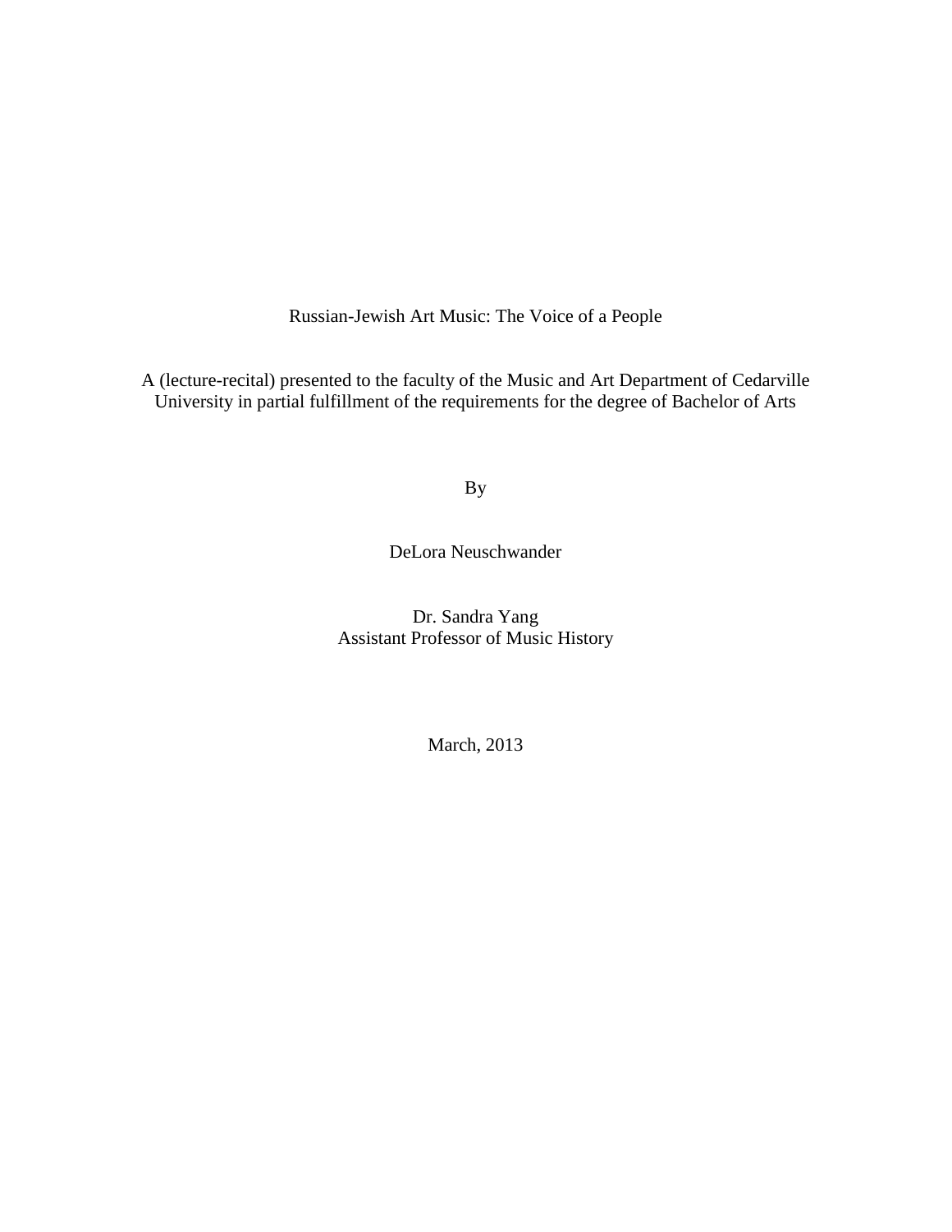# Russian-Jewish Art Music: The Voice of a People

A (lecture-recital) presented to the faculty of the Music and Art Department of Cedarville University in partial fulfillment of the requirements for the degree of Bachelor of Arts

By

DeLora Neuschwander

Dr. Sandra Yang
Assistant Professor of Music History

March, 2013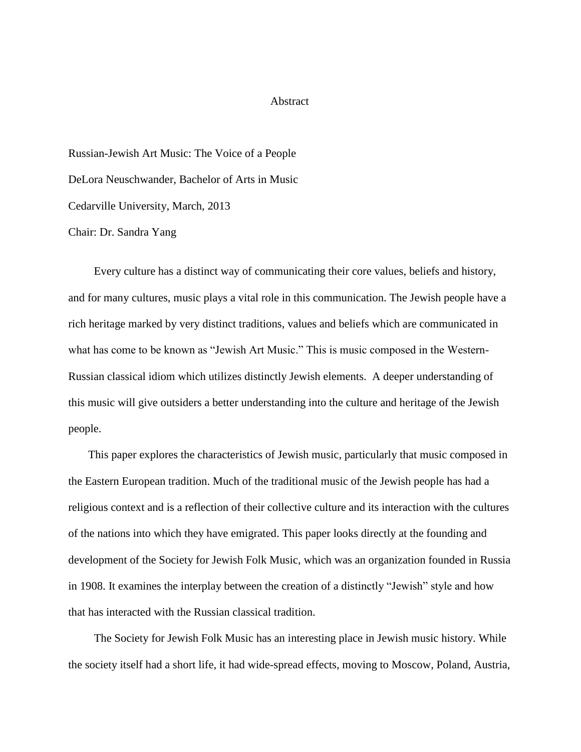# Abstract

Russian-Jewish Art Music: The Voice of a People

DeLora Neuschwander, Bachelor of Arts in Music

Cedarville University, March, 2013

Chair: Dr. Sandra Yang

Every culture has a distinct way of communicating their core values, beliefs and history, and for many cultures, music plays a vital role in this communication. The Jewish people have a rich heritage marked by very distinct traditions, values and beliefs which are communicated in what has come to be known as "Jewish Art Music." This is music composed in the Western-Russian classical idiom which utilizes distinctly Jewish elements. A deeper understanding of this music will give outsiders a better understanding into the culture and heritage of the Jewish people.

This paper explores the characteristics of Jewish music, particularly that music composed in the Eastern European tradition. Much of the traditional music of the Jewish people has had a religious context and is a reflection of their collective culture and its interaction with the cultures of the nations into which they have emigrated. This paper looks directly at the founding and development of the Society for Jewish Folk Music, which was an organization founded in Russia in 1908. It examines the interplay between the creation of a distinctly "Jewish" style and how that has interacted with the Russian classical tradition.

The Society for Jewish Folk Music has an interesting place in Jewish music history. While the society itself had a short life, it had wide-spread effects, moving to Moscow, Poland, Austria,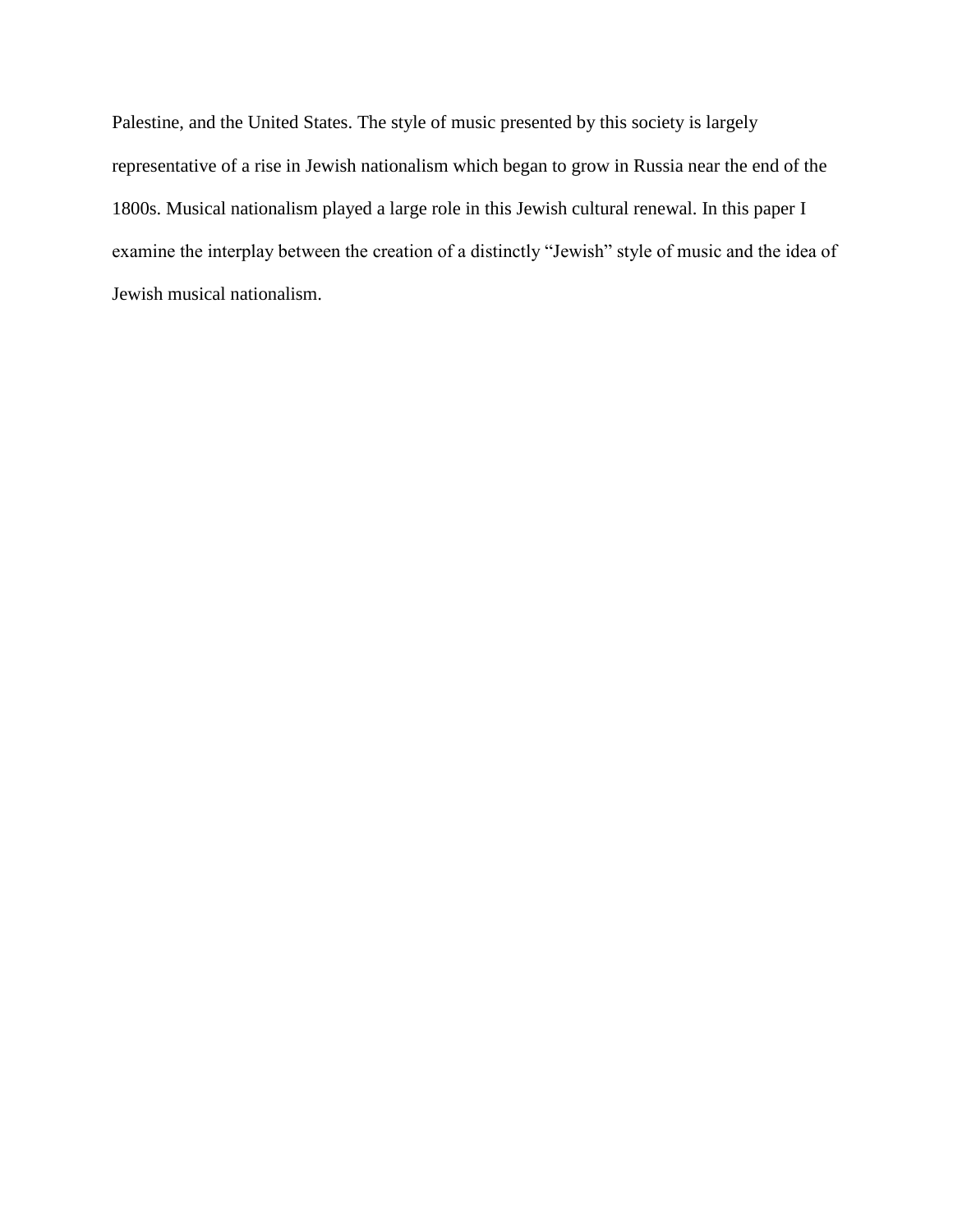Palestine, and the United States. The style of music presented by this society is largely representative of a rise in Jewish nationalism which began to grow in Russia near the end of the 1800s. Musical nationalism played a large role in this Jewish cultural renewal. In this paper I examine the interplay between the creation of a distinctly "Jewish" style of music and the idea of Jewish musical nationalism.